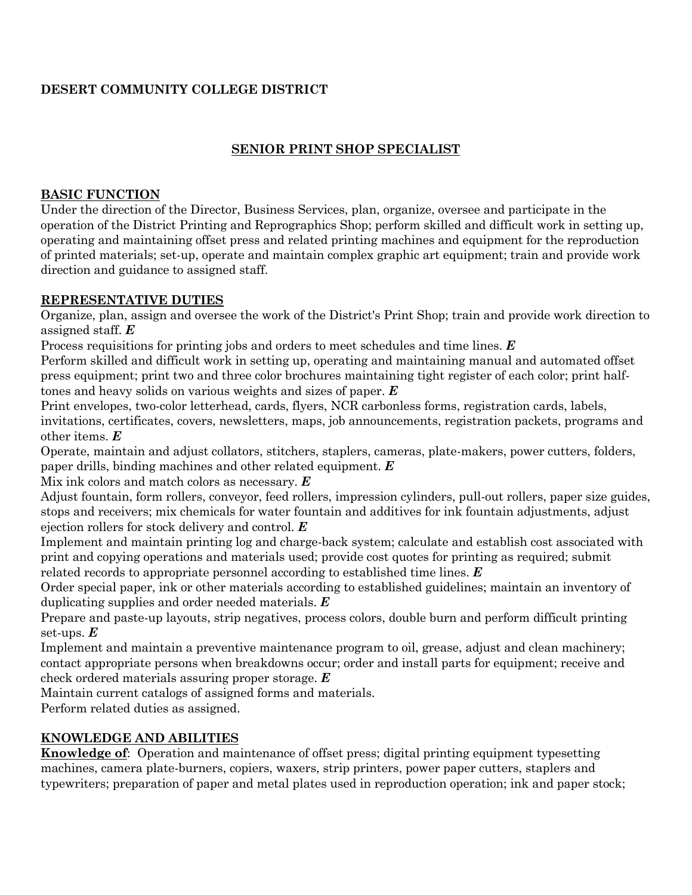**DESERT COMMUNITY COLLEGE DISTRICT**

# SENIOR PRINT SHOP SPECIALIST

## BASIC FUNCTION

Under the direction of the Director, Business Services, plan, organize, oversee and participate in the operation of the District Printing and Reprographics Shop; perform skilled and difficult work in setting up, operating and maintaining offset press and related printing machines and equipment for the reproduction of printed materials; set-up, operate and maintain complex graphic art equipment; train and provide work direction and guidance to assigned staff.

## REPRESENTATIVE DUTIES

Organize, plan, assign and oversee the work of the District's Print Shop; train and provide work direction to assigned staff. ***E***

Process requisitions for printing jobs and orders to meet schedules and time lines. ***E***

Perform skilled and difficult work in setting up, operating and maintaining manual and automated offset press equipment; print two and three color brochures maintaining tight register of each color; print half-tones and heavy solids on various weights and sizes of paper. ***E***

Print envelopes, two-color letterhead, cards, flyers, NCR carbonless forms, registration cards, labels, invitations, certificates, covers, newsletters, maps, job announcements, registration packets, programs and other items. ***E***

Operate, maintain and adjust collators, stitchers, staplers, cameras, plate-makers, power cutters, folders, paper drills, binding machines and other related equipment. ***E***

Mix ink colors and match colors as necessary. ***E***

Adjust fountain, form rollers, conveyor, feed rollers, impression cylinders, pull-out rollers, paper size guides, stops and receivers; mix chemicals for water fountain and additives for ink fountain adjustments, adjust ejection rollers for stock delivery and control. ***E***

Implement and maintain printing log and charge-back system; calculate and establish cost associated with print and copying operations and materials used; provide cost quotes for printing as required; submit related records to appropriate personnel according to established time lines. ***E***

Order special paper, ink or other materials according to established guidelines; maintain an inventory of duplicating supplies and order needed materials. ***E***

Prepare and paste-up layouts, strip negatives, process colors, double burn and perform difficult printing set-ups. ***E***

Implement and maintain a preventive maintenance program to oil, grease, adjust and clean machinery; contact appropriate persons when breakdowns occur; order and install parts for equipment; receive and check ordered materials assuring proper storage. ***E***

Maintain current catalogs of assigned forms and materials.

Perform related duties as assigned.

## KNOWLEDGE AND ABILITIES

**Knowledge of**: Operation and maintenance of offset press; digital printing equipment typesetting machines, camera plate-burners, copiers, waxers, strip printers, power paper cutters, staplers and typewriters; preparation of paper and metal plates used in reproduction operation; ink and paper stock;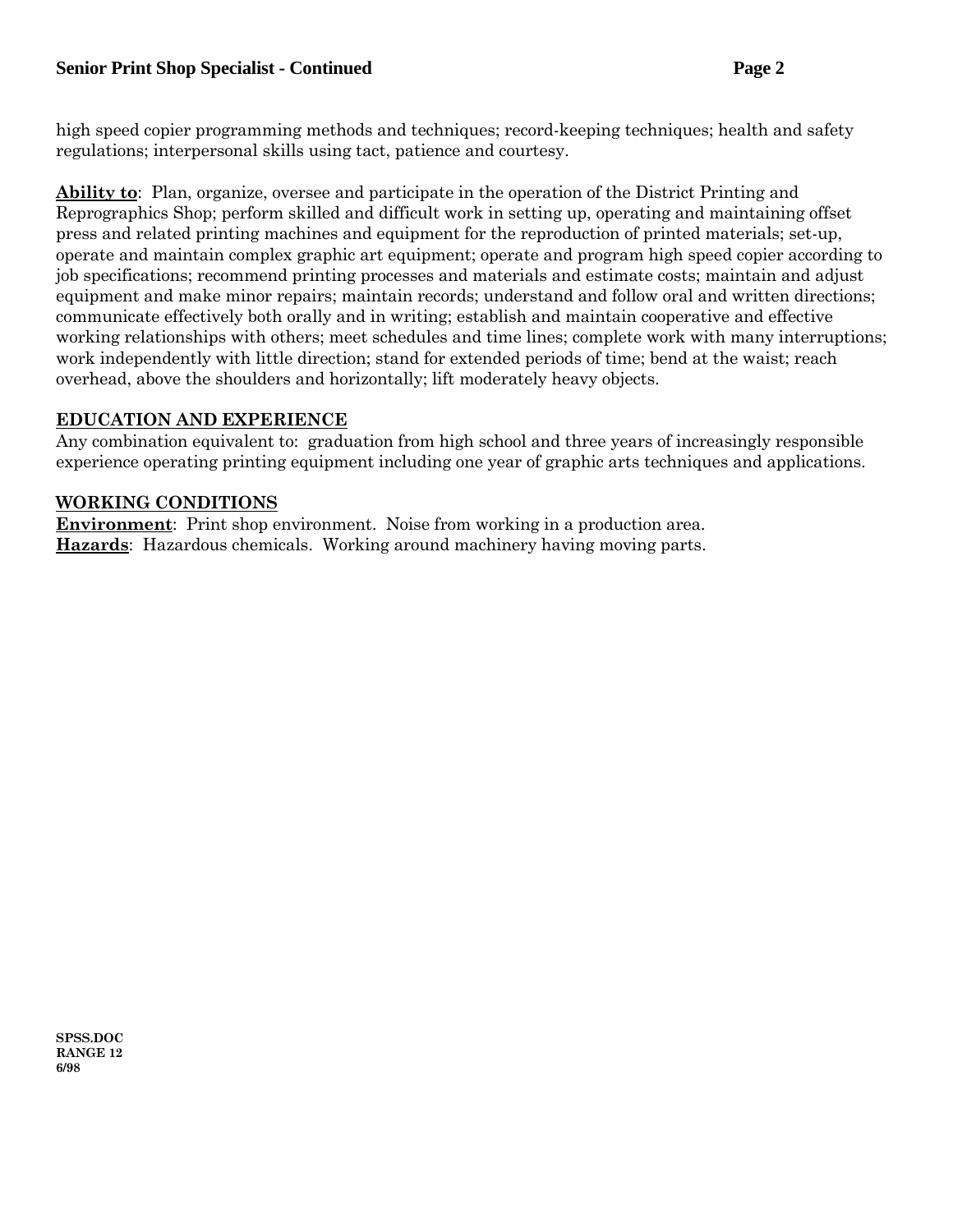high speed copier programming methods and techniques; record-keeping techniques; health and safety regulations; interpersonal skills using tact, patience and courtesy.

**Ability to**: Plan, organize, oversee and participate in the operation of the District Printing and Reprographics Shop; perform skilled and difficult work in setting up, operating and maintaining offset press and related printing machines and equipment for the reproduction of printed materials; set-up, operate and maintain complex graphic art equipment; operate and program high speed copier according to job specifications; recommend printing processes and materials and estimate costs; maintain and adjust equipment and make minor repairs; maintain records; understand and follow oral and written directions; communicate effectively both orally and in writing; establish and maintain cooperative and effective working relationships with others; meet schedules and time lines; complete work with many interruptions; work independently with little direction; stand for extended periods of time; bend at the waist; reach overhead, above the shoulders and horizontally; lift moderately heavy objects.

## EDUCATION AND EXPERIENCE

Any combination equivalent to: graduation from high school and three years of increasingly responsible experience operating printing equipment including one year of graphic arts techniques and applications.

## WORKING CONDITIONS

**Environment**: Print shop environment. Noise from working in a production area.
**Hazards**: Hazardous chemicals. Working around machinery having moving parts.

**SPSS.DOC**
**RANGE 12**
**6/98**